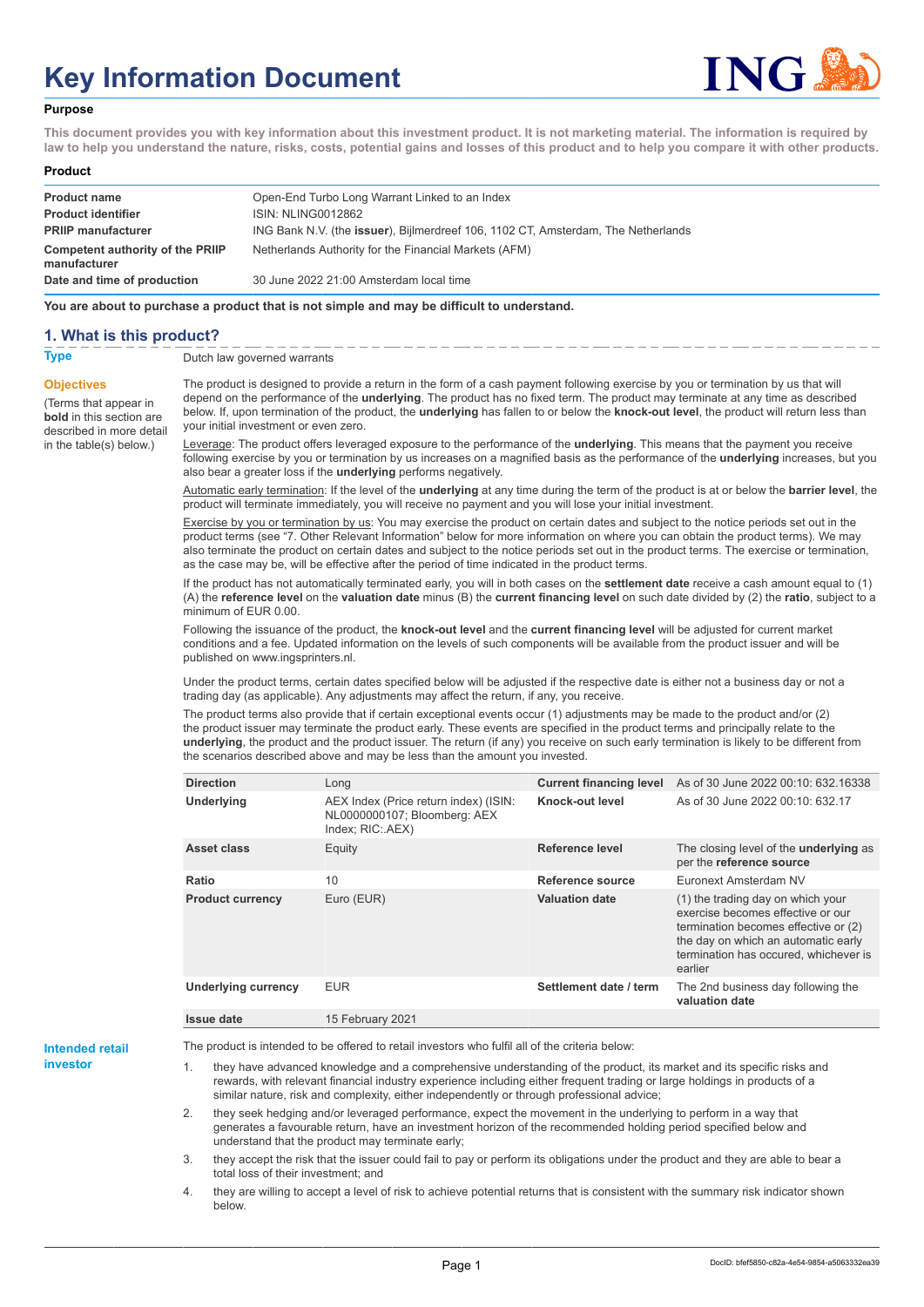# Key Information Document

**Purpose**

**This document provides you with key information about this investment product. It is not marketing material. The information is required by law to help you understand the nature, risks, costs, potential gains and losses of this product and to help you compare it with other products.**

**Product**

| | |
|---|---|
| **Product name** | Open-End Turbo Long Warrant Linked to an Index |
| **Product identifier** | ISIN: NLING0012862 |
| **PRIIP manufacturer** | ING Bank N.V. (the **issuer**), Bijlmerdreef 106, 1102 CT, Amsterdam, The Netherlands |
| **Competent authority of the PRIIP manufacturer** | Netherlands Authority for the Financial Markets (AFM) |
| **Date and time of production** | 30 June 2022 21:00 Amsterdam local time |

**You are about to purchase a product that is not simple and may be difficult to understand.**

## 1. What is this product?

**Type**

Dutch law governed warrants

**Objectives**

(Terms that appear in **bold** in this section are described in more detail in the table(s) below.)

The product is designed to provide a return in the form of a cash payment following exercise by you or termination by us that will depend on the performance of the **underlying**. The product has no fixed term. The product may terminate at any time as described below. If, upon termination of the product, the **underlying** has fallen to or below the **knock-out level**, the product will return less than your initial investment or even zero.

Leverage: The product offers leveraged exposure to the performance of the **underlying**. This means that the payment you receive following exercise by you or termination by us increases on a magnified basis as the performance of the **underlying** increases, but you also bear a greater loss if the **underlying** performs negatively.

Automatic early termination: If the level of the **underlying** at any time during the term of the product is at or below the **barrier level**, the product will terminate immediately, you will receive no payment and you will lose your initial investment.

Exercise by you or termination by us: You may exercise the product on certain dates and subject to the notice periods set out in the product terms (see "7. Other Relevant Information" below for more information on where you can obtain the product terms). We may also terminate the product on certain dates and subject to the notice periods set out in the product terms. The exercise or termination, as the case may be, will be effective after the period of time indicated in the product terms.

If the product has not automatically terminated early, you will in both cases on the **settlement date** receive a cash amount equal to (1) (A) the **reference level** on the **valuation date** minus (B) the **current financing level** on such date divided by (2) the **ratio**, subject to a minimum of EUR 0.00.

Following the issuance of the product, the **knock-out level** and the **current financing level** will be adjusted for current market conditions and a fee. Updated information on the levels of such components will be available from the product issuer and will be published on www.ingsprinters.nl.

Under the product terms, certain dates specified below will be adjusted if the respective date is either not a business day or not a trading day (as applicable). Any adjustments may affect the return, if any, you receive.

The product terms also provide that if certain exceptional events occur (1) adjustments may be made to the product and/or (2) the product issuer may terminate the product early. These events are specified in the product terms and principally relate to the **underlying**, the product and the product issuer. The return (if any) you receive on such early termination is likely to be different from the scenarios described above and may be less than the amount you invested.

| | | | |
|---|---|---|---|
| **Direction** | Long | **Current financing level** | As of 30 June 2022 00:10: 632.16338 |
| **Underlying** | AEX Index (Price return index) (ISIN: NL0000000107; Bloomberg: AEX Index; RIC:.AEX) | **Knock-out level** | As of 30 June 2022 00:10: 632.17 |
| **Asset class** | Equity | **Reference level** | The closing level of the **underlying** as per the **reference source** |
| **Ratio** | 10 | **Reference source** | Euronext Amsterdam NV |
| **Product currency** | Euro (EUR) | **Valuation date** | (1) the trading day on which your exercise becomes effective or our termination becomes effective or (2) the day on which an automatic early termination has occured, whichever is earlier |
| **Underlying currency** | EUR | **Settlement date / term** | The 2nd business day following the **valuation date** |
| **Issue date** | 15 February 2021 | | |

**Intended retail investor**

The product is intended to be offered to retail investors who fulfil all of the criteria below:

1. they have advanced knowledge and a comprehensive understanding of the product, its market and its specific risks and rewards, with relevant financial industry experience including either frequent trading or large holdings in products of a similar nature, risk and complexity, either independently or through professional advice;
2. they seek hedging and/or leveraged performance, expect the movement in the underlying to perform in a way that generates a favourable return, have an investment horizon of the recommended holding period specified below and understand that the product may terminate early;
3. they accept the risk that the issuer could fail to pay or perform its obligations under the product and they are able to bear a total loss of their investment; and
4. they are willing to accept a level of risk to achieve potential returns that is consistent with the summary risk indicator shown below.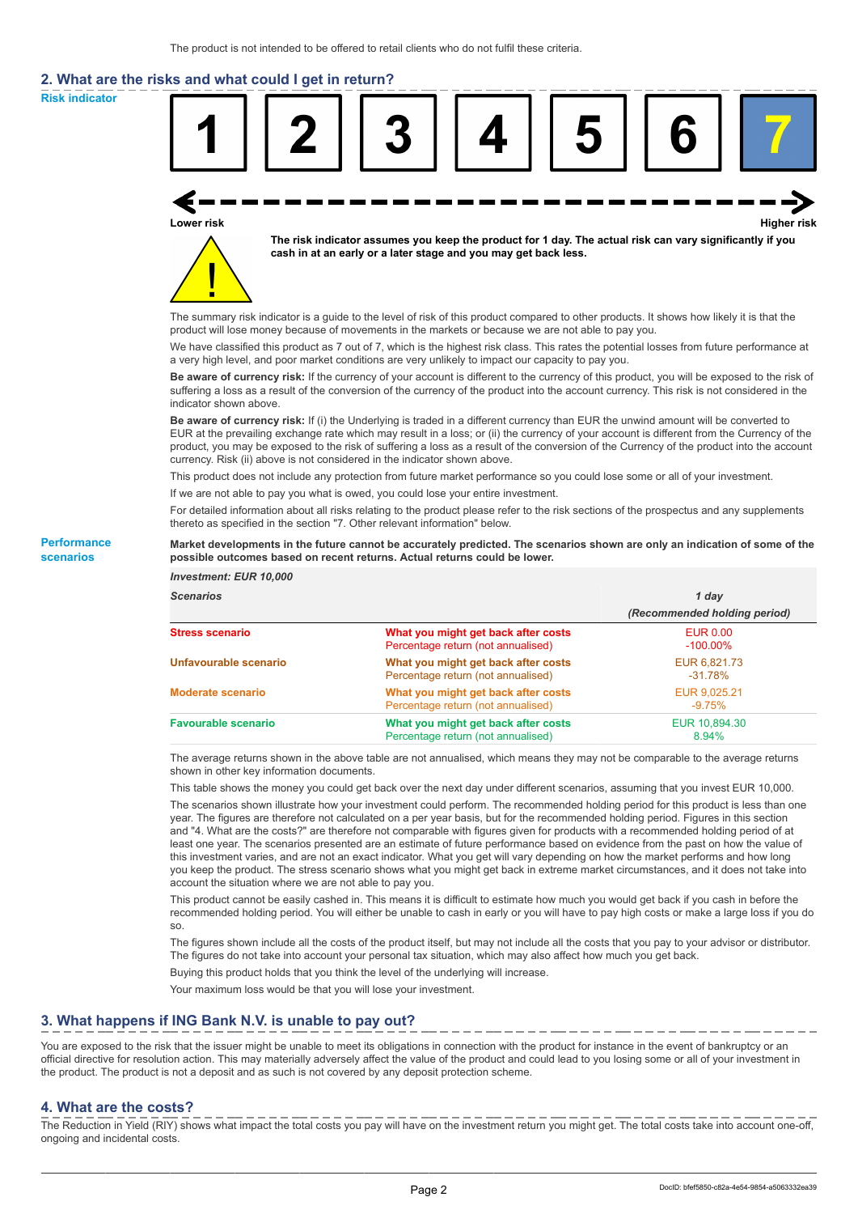The product is not intended to be offered to retail clients who do not fulfil these criteria.

## 2. What are the risks and what could I get in return?

**Risk indicator**

| 1 | 2 | 3 | 4 | 5 | 6 | **7** |
|---|---|---|---|---|---|---|

Lower risk ← → Higher risk

**The risk indicator assumes you keep the product for 1 day. The actual risk can vary significantly if you cash in at an early or a later stage and you may get back less.**

The summary risk indicator is a guide to the level of risk of this product compared to other products. It shows how likely it is that the product will lose money because of movements in the markets or because we are not able to pay you.

We have classified this product as 7 out of 7, which is the highest risk class. This rates the potential losses from future performance at a very high level, and poor market conditions are very unlikely to impact our capacity to pay you.

**Be aware of currency risk:** If the currency of your account is different to the currency of this product, you will be exposed to the risk of suffering a loss as a result of the conversion of the currency of the product into the account currency. This risk is not considered in the indicator shown above.

**Be aware of currency risk:** If (i) the Underlying is traded in a different currency than EUR the unwind amount will be converted to EUR at the prevailing exchange rate which may result in a loss; or (ii) the currency of your account is different from the Currency of the product, you may be exposed to the risk of suffering a loss as a result of the conversion of the Currency of the product into the account currency. Risk (ii) above is not considered in the indicator shown above.

This product does not include any protection from future market performance so you could lose some or all of your investment.

If we are not able to pay you what is owed, you could lose your entire investment.

For detailed information about all risks relating to the product please refer to the risk sections of the prospectus and any supplements thereto as specified in the section "7. Other relevant information" below.

**Performance scenarios**

**Market developments in the future cannot be accurately predicted. The scenarios shown are only an indication of some of the possible outcomes based on recent returns. Actual returns could be lower.**

*Investment: EUR 10,000*

| *Scenarios* | | *1 day (Recommended holding period)* |
|---|---|---|
| **Stress scenario** | **What you might get back after costs**<br>Percentage return (not annualised) | EUR 0.00<br>-100.00% |
| **Unfavourable scenario** | **What you might get back after costs**<br>Percentage return (not annualised) | EUR 6,821.73<br>-31.78% |
| **Moderate scenario** | **What you might get back after costs**<br>Percentage return (not annualised) | EUR 9,025.21<br>-9.75% |
| **Favourable scenario** | **What you might get back after costs**<br>Percentage return (not annualised) | EUR 10,894.30<br>8.94% |

The average returns shown in the above table are not annualised, which means they may not be comparable to the average returns shown in other key information documents.

This table shows the money you could get back over the next day under different scenarios, assuming that you invest EUR 10,000.

The scenarios shown illustrate how your investment could perform. The recommended holding period for this product is less than one year. The figures are therefore not calculated on a per year basis, but for the recommended holding period. Figures in this section and "4. What are the costs?" are therefore not comparable with figures given for products with a recommended holding period of at least one year. The scenarios presented are an estimate of future performance based on evidence from the past on how the value of this investment varies, and are not an exact indicator. What you get will vary depending on how the market performs and how long you keep the product. The stress scenario shows what you might get back in extreme market circumstances, and it does not take into account the situation where we are not able to pay you.

This product cannot be easily cashed in. This means it is difficult to estimate how much you would get back if you cash in before the recommended holding period. You will either be unable to cash in early or you will have to pay high costs or make a large loss if you do so.

The figures shown include all the costs of the product itself, but may not include all the costs that you pay to your advisor or distributor. The figures do not take into account your personal tax situation, which may also affect how much you get back.

Buying this product holds that you think the level of the underlying will increase.

Your maximum loss would be that you will lose your investment.

## 3. What happens if ING Bank N.V. is unable to pay out?

You are exposed to the risk that the issuer might be unable to meet its obligations in connection with the product for instance in the event of bankruptcy or an official directive for resolution action. This may materially adversely affect the value of the product and could lead to you losing some or all of your investment in the product. The product is not a deposit and as such is not covered by any deposit protection scheme.

## 4. What are the costs?

The Reduction in Yield (RIY) shows what impact the total costs you pay will have on the investment return you might get. The total costs take into account one-off, ongoing and incidental costs.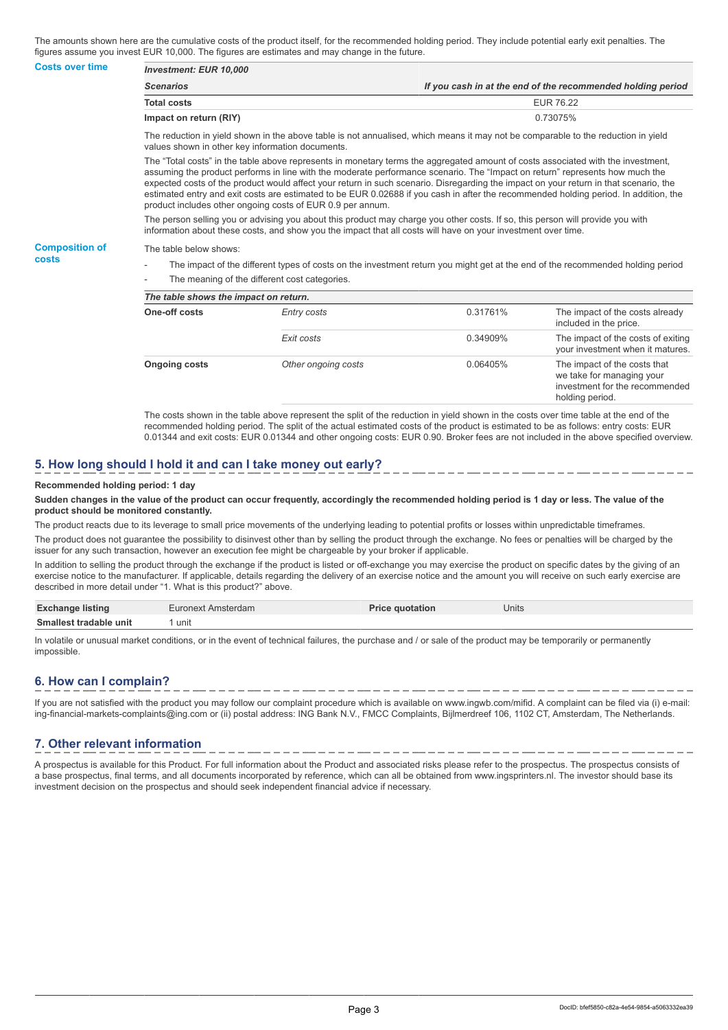The amounts shown here are the cumulative costs of the product itself, for the recommended holding period. They include potential early exit penalties. The figures assume you invest EUR 10,000. The figures are estimates and may change in the future.

**Costs over time**

| *Investment: EUR 10,000* | |
|---|---|
| ***Scenarios*** | ***If you cash in at the end of the recommended holding period*** |
| **Total costs** | EUR 76.22 |
| **Impact on return (RIY)** | 0.73075% |

The reduction in yield shown in the above table is not annualised, which means it may not be comparable to the reduction in yield values shown in other key information documents.

The "Total costs" in the table above represents in monetary terms the aggregated amount of costs associated with the investment, assuming the product performs in line with the moderate performance scenario. The "Impact on return" represents how much the expected costs of the product would affect your return in such scenario. Disregarding the impact on your return in that scenario, the estimated entry and exit costs are estimated to be EUR 0.02688 if you cash in after the recommended holding period. In addition, the product includes other ongoing costs of EUR 0.9 per annum.

The person selling you or advising you about this product may charge you other costs. If so, this person will provide you with information about these costs, and show you the impact that all costs will have on your investment over time.

**Composition of costs**

The table below shows:

- The impact of the different types of costs on the investment return you might get at the end of the recommended holding period
- The meaning of the different cost categories.

| *The table shows the impact on return.* | | | |
|---|---|---|---|
| **One-off costs** | *Entry costs* | 0.31761% | The impact of the costs already included in the price. |
| | *Exit costs* | 0.34909% | The impact of the costs of exiting your investment when it matures. |
| **Ongoing costs** | *Other ongoing costs* | 0.06405% | The impact of the costs that we take for managing your investment for the recommended holding period. |

The costs shown in the table above represent the split of the reduction in yield shown in the costs over time table at the end of the recommended holding period. The split of the actual estimated costs of the product is estimated to be as follows: entry costs: EUR 0.01344 and exit costs: EUR 0.01344 and other ongoing costs: EUR 0.90. Broker fees are not included in the above specified overview.

## 5. How long should I hold it and can I take money out early?

**Recommended holding period: 1 day**

**Sudden changes in the value of the product can occur frequently, accordingly the recommended holding period is 1 day or less. The value of the product should be monitored constantly.**

The product reacts due to its leverage to small price movements of the underlying leading to potential profits or losses within unpredictable timeframes.

The product does not guarantee the possibility to disinvest other than by selling the product through the exchange. No fees or penalties will be charged by the issuer for any such transaction, however an execution fee might be chargeable by your broker if applicable.

In addition to selling the product through the exchange if the product is listed or off-exchange you may exercise the product on specific dates by the giving of an exercise notice to the manufacturer. If applicable, details regarding the delivery of an exercise notice and the amount you will receive on such early exercise are described in more detail under "1. What is this product?" above.

| | | | |
|---|---|---|---|
| **Exchange listing** | Euronext Amsterdam | **Price quotation** | Units |
| **Smallest tradable unit** | 1 unit | | |

In volatile or unusual market conditions, or in the event of technical failures, the purchase and / or sale of the product may be temporarily or permanently impossible.

## 6. How can I complain?

If you are not satisfied with the product you may follow our complaint procedure which is available on www.ingwb.com/mifid. A complaint can be filed via (i) e-mail: ing-financial-markets-complaints@ing.com or (ii) postal address: ING Bank N.V., FMCC Complaints, Bijlmerdreef 106, 1102 CT, Amsterdam, The Netherlands.

## 7. Other relevant information

A prospectus is available for this Product. For full information about the Product and associated risks please refer to the prospectus. The prospectus consists of a base prospectus, final terms, and all documents incorporated by reference, which can all be obtained from www.ingsprinters.nl. The investor should base its investment decision on the prospectus and should seek independent financial advice if necessary.